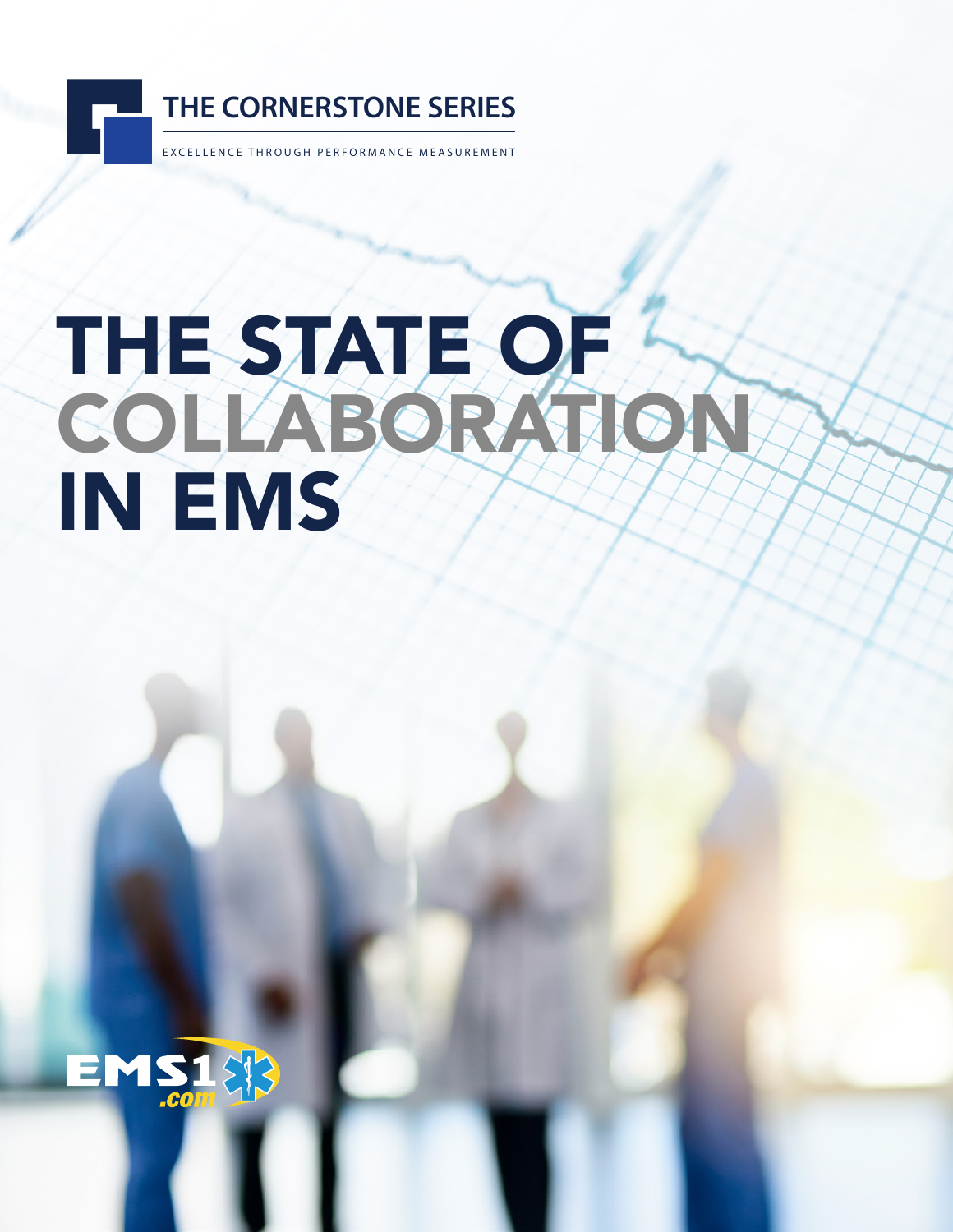THE CORNERSTONE SERIES

EXCELLENCE THROUGH PERFORMANCE MEASUREMENT

# THE STATE OF COLLABORATION IN EMS

EMS1.com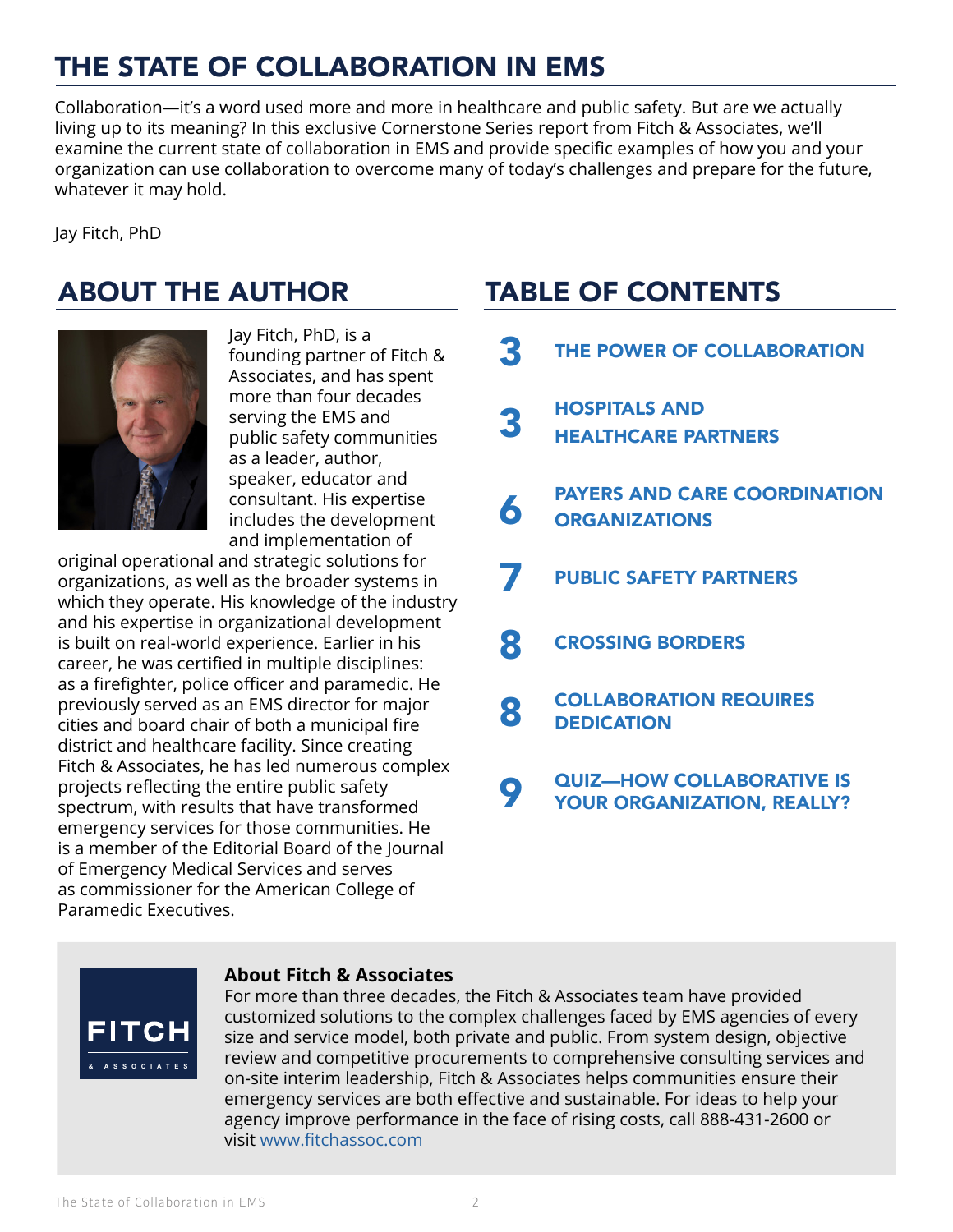# THE STATE OF COLLABORATION IN EMS

Collaboration—it's a word used more and more in healthcare and public safety. But are we actually living up to its meaning? In this exclusive Cornerstone Series report from Fitch & Associates, we'll examine the current state of collaboration in EMS and provide specific examples of how you and your organization can use collaboration to overcome many of today's challenges and prepare for the future, whatever it may hold.

Jay Fitch, PhD

## ABOUT THE AUTHOR

Jay Fitch, PhD, is a founding partner of Fitch & Associates, and has spent more than four decades serving the EMS and public safety communities as a leader, author, speaker, educator and consultant. His expertise includes the development and implementation of original operational and strategic solutions for organizations, as well as the broader systems in which they operate. His knowledge of the industry and his expertise in organizational development is built on real-world experience. Earlier in his career, he was certified in multiple disciplines: as a firefighter, police officer and paramedic. He previously served as an EMS director for major cities and board chair of both a municipal fire district and healthcare facility. Since creating Fitch & Associates, he has led numerous complex projects reflecting the entire public safety spectrum, with results that have transformed emergency services for those communities. He is a member of the Editorial Board of the Journal of Emergency Medical Services and serves as commissioner for the American College of Paramedic Executives.

## TABLE OF CONTENTS

- **3** THE POWER OF COLLABORATION
- **3** HOSPITALS AND HEALTHCARE PARTNERS
- **6** PAYERS AND CARE COORDINATION ORGANIZATIONS
- **7** PUBLIC SAFETY PARTNERS
- **8** CROSSING BORDERS
- **8** COLLABORATION REQUIRES DEDICATION
- **9** QUIZ—HOW COLLABORATIVE IS YOUR ORGANIZATION, REALLY?

**About Fitch & Associates**

For more than three decades, the Fitch & Associates team have provided customized solutions to the complex challenges faced by EMS agencies of every size and service model, both private and public. From system design, objective review and competitive procurements to comprehensive consulting services and on-site interim leadership, Fitch & Associates helps communities ensure their emergency services are both effective and sustainable. For ideas to help your agency improve performance in the face of rising costs, call 888-431-2600 or visit www.fitchassoc.com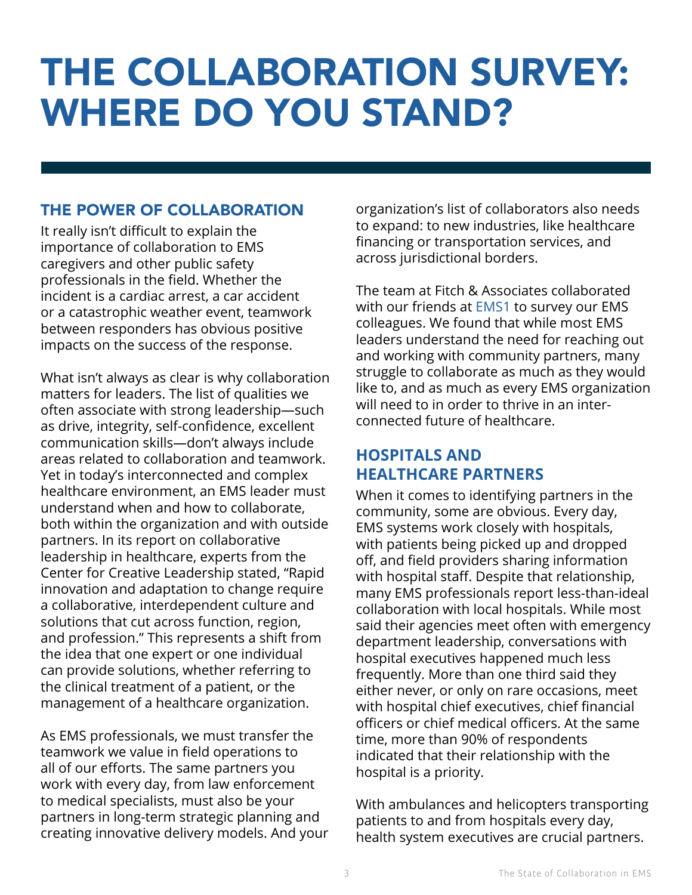# THE COLLABORATION SURVEY: WHERE DO YOU STAND?

## THE POWER OF COLLABORATION

It really isn't difficult to explain the importance of collaboration to EMS caregivers and other public safety professionals in the field. Whether the incident is a cardiac arrest, a car accident or a catastrophic weather event, teamwork between responders has obvious positive impacts on the success of the response.

What isn't always as clear is why collaboration matters for leaders. The list of qualities we often associate with strong leadership—such as drive, integrity, self-confidence, excellent communication skills—don't always include areas related to collaboration and teamwork. Yet in today's interconnected and complex healthcare environment, an EMS leader must understand when and how to collaborate, both within the organization and with outside partners. In its report on collaborative leadership in healthcare, experts from the Center for Creative Leadership stated, "Rapid innovation and adaptation to change require a collaborative, interdependent culture and solutions that cut across function, region, and profession." This represents a shift from the idea that one expert or one individual can provide solutions, whether referring to the clinical treatment of a patient, or the management of a healthcare organization.

As EMS professionals, we must transfer the teamwork we value in field operations to all of our efforts. The same partners you work with every day, from law enforcement to medical specialists, must also be your partners in long-term strategic planning and creating innovative delivery models. And your organization's list of collaborators also needs to expand: to new industries, like healthcare financing or transportation services, and across jurisdictional borders.

The team at Fitch & Associates collaborated with our friends at EMS1 to survey our EMS colleagues. We found that while most EMS leaders understand the need for reaching out and working with community partners, many struggle to collaborate as much as they would like to, and as much as every EMS organization will need to in order to thrive in an inter-connected future of healthcare.

## HOSPITALS AND HEALTHCARE PARTNERS

When it comes to identifying partners in the community, some are obvious. Every day, EMS systems work closely with hospitals, with patients being picked up and dropped off, and field providers sharing information with hospital staff. Despite that relationship, many EMS professionals report less-than-ideal collaboration with local hospitals. While most said their agencies meet often with emergency department leadership, conversations with hospital executives happened much less frequently. More than one third said they either never, or only on rare occasions, meet with hospital chief executives, chief financial officers or chief medical officers. At the same time, more than 90% of respondents indicated that their relationship with the hospital is a priority.

With ambulances and helicopters transporting patients to and from hospitals every day, health system executives are crucial partners.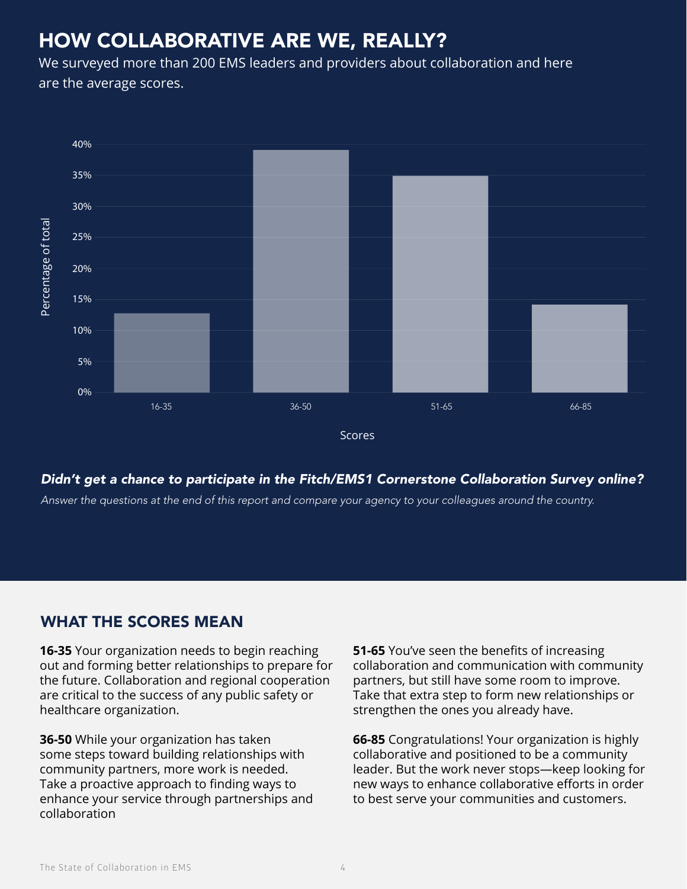# HOW COLLABORATIVE ARE WE, REALLY?

We surveyed more than 200 EMS leaders and providers about collaboration and here are the average scores.

| Scores | Percentage of total |
|---|---|
| 16-35 | ~13% |
| 36-50 | ~39% |
| 51-65 | ~35% |
| 66-85 | ~14% |

***Didn't get a chance to participate in the Fitch/EMS1 Cornerstone Collaboration Survey online?***

*Answer the questions at the end of this report and compare your agency to your colleagues around the country.*

## WHAT THE SCORES MEAN

**16-35** Your organization needs to begin reaching out and forming better relationships to prepare for the future. Collaboration and regional cooperation are critical to the success of any public safety or healthcare organization.

**36-50** While your organization has taken some steps toward building relationships with community partners, more work is needed. Take a proactive approach to finding ways to enhance your service through partnerships and collaboration

**51-65** You've seen the benefits of increasing collaboration and communication with community partners, but still have some room to improve. Take that extra step to form new relationships or strengthen the ones you already have.

**66-85** Congratulations! Your organization is highly collaborative and positioned to be a community leader. But the work never stops—keep looking for new ways to enhance collaborative efforts in order to best serve your communities and customers.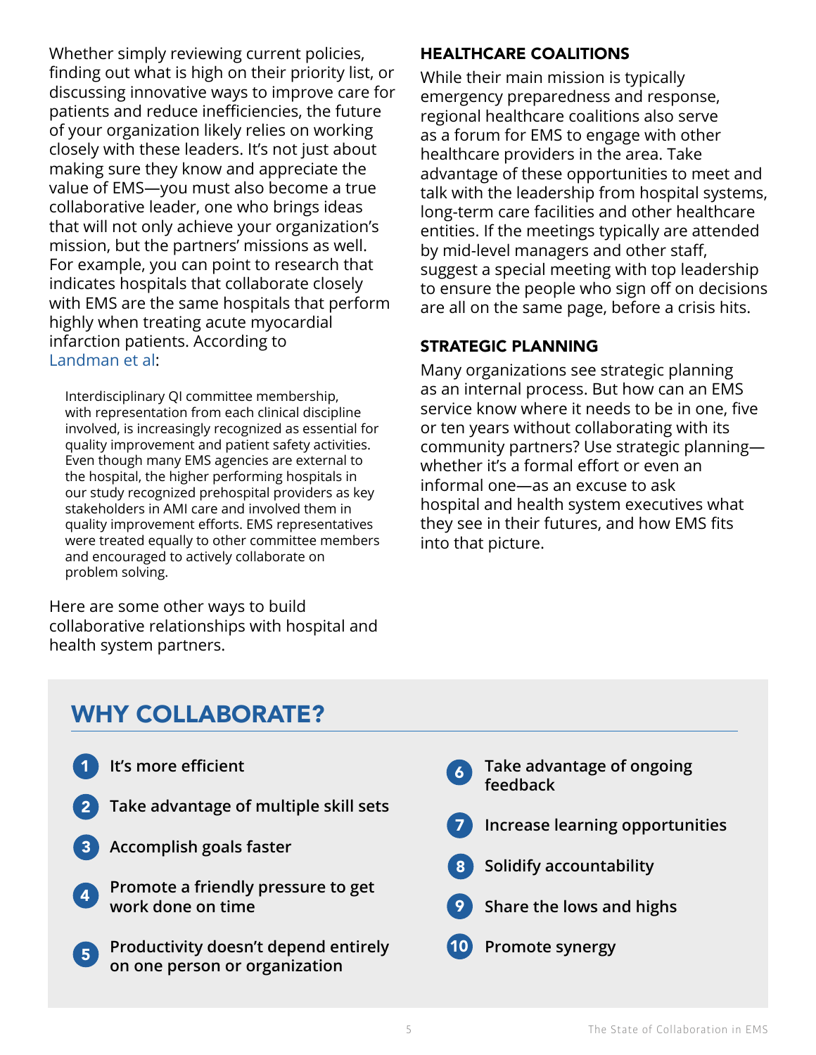Whether simply reviewing current policies, finding out what is high on their priority list, or discussing innovative ways to improve care for patients and reduce inefficiencies, the future of your organization likely relies on working closely with these leaders. It's not just about making sure they know and appreciate the value of EMS—you must also become a true collaborative leader, one who brings ideas that will not only achieve your organization's mission, but the partners' missions as well. For example, you can point to research that indicates hospitals that collaborate closely with EMS are the same hospitals that perform highly when treating acute myocardial infarction patients. According to Landman et al:

> Interdisciplinary QI committee membership, with representation from each clinical discipline involved, is increasingly recognized as essential for quality improvement and patient safety activities. Even though many EMS agencies are external to the hospital, the higher performing hospitals in our study recognized prehospital providers as key stakeholders in AMI care and involved them in quality improvement efforts. EMS representatives were treated equally to other committee members and encouraged to actively collaborate on problem solving.

Here are some other ways to build collaborative relationships with hospital and health system partners.

### HEALTHCARE COALITIONS

While their main mission is typically emergency preparedness and response, regional healthcare coalitions also serve as a forum for EMS to engage with other healthcare providers in the area. Take advantage of these opportunities to meet and talk with the leadership from hospital systems, long-term care facilities and other healthcare entities. If the meetings typically are attended by mid-level managers and other staff, suggest a special meeting with top leadership to ensure the people who sign off on decisions are all on the same page, before a crisis hits.

### STRATEGIC PLANNING

Many organizations see strategic planning as an internal process. But how can an EMS service know where it needs to be in one, five or ten years without collaborating with its community partners? Use strategic planning—whether it's a formal effort or even an informal one—as an excuse to ask hospital and health system executives what they see in their futures, and how EMS fits into that picture.

## WHY COLLABORATE?

1. It's more efficient
2. Take advantage of multiple skill sets
3. Accomplish goals faster
4. Promote a friendly pressure to get work done on time
5. Productivity doesn't depend entirely on one person or organization
6. Take advantage of ongoing feedback
7. Increase learning opportunities
8. Solidify accountability
9. Share the lows and highs
10. Promote synergy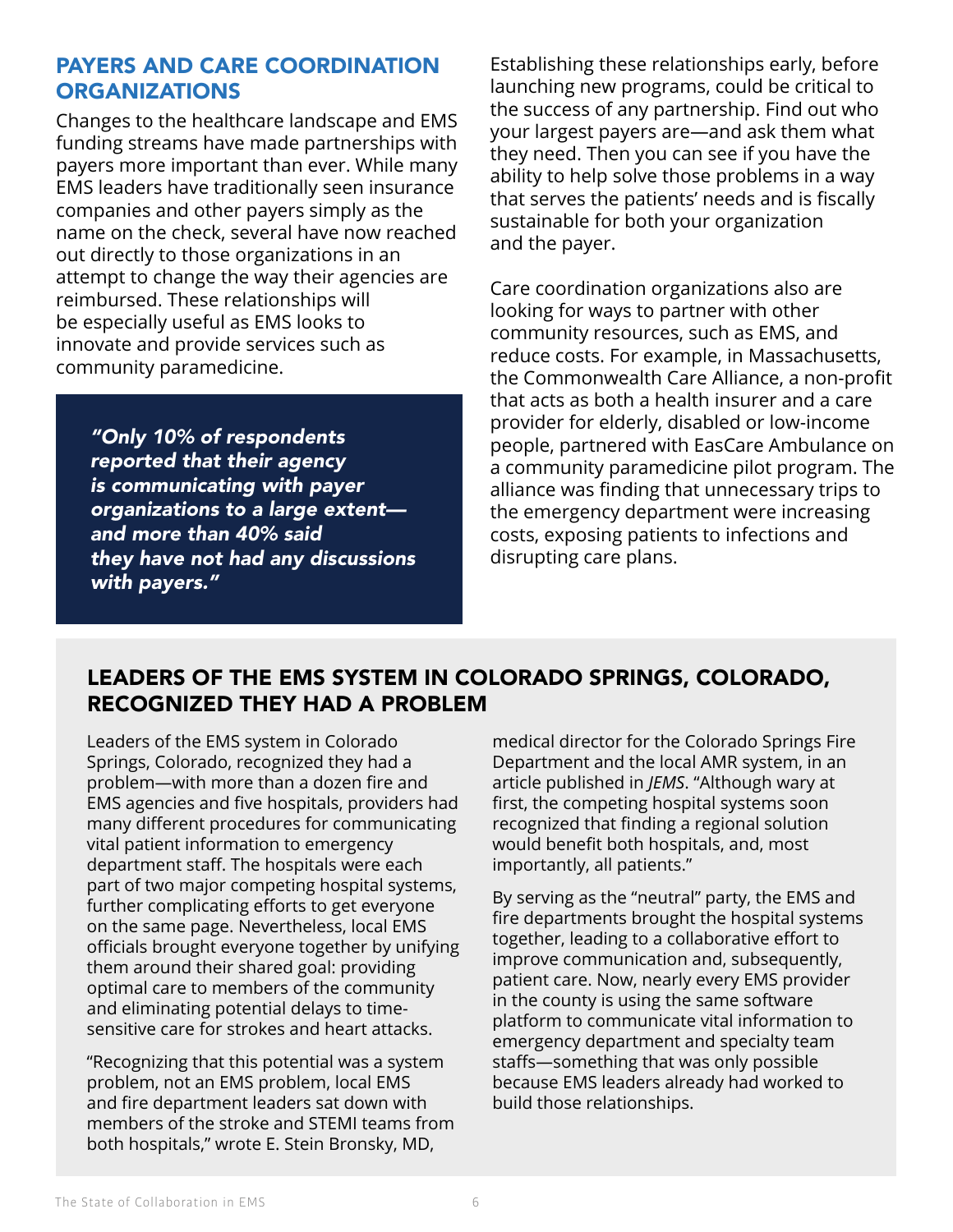## PAYERS AND CARE COORDINATION ORGANIZATIONS

Changes to the healthcare landscape and EMS funding streams have made partnerships with payers more important than ever. While many EMS leaders have traditionally seen insurance companies and other payers simply as the name on the check, several have now reached out directly to those organizations in an attempt to change the way their agencies are reimbursed. These relationships will be especially useful as EMS looks to innovate and provide services such as community paramedicine.

> ***"Only 10% of respondents reported that their agency is communicating with payer organizations to a large extent—and more than 40% said they have not had any discussions with payers."***

Establishing these relationships early, before launching new programs, could be critical to the success of any partnership. Find out who your largest payers are—and ask them what they need. Then you can see if you have the ability to help solve those problems in a way that serves the patients' needs and is fiscally sustainable for both your organization and the payer.

Care coordination organizations also are looking for ways to partner with other community resources, such as EMS, and reduce costs. For example, in Massachusetts, the Commonwealth Care Alliance, a non-profit that acts as both a health insurer and a care provider for elderly, disabled or low-income people, partnered with EasCare Ambulance on a community paramedicine pilot program. The alliance was finding that unnecessary trips to the emergency department were increasing costs, exposing patients to infections and disrupting care plans.

## LEADERS OF THE EMS SYSTEM IN COLORADO SPRINGS, COLORADO, RECOGNIZED THEY HAD A PROBLEM

Leaders of the EMS system in Colorado Springs, Colorado, recognized they had a problem—with more than a dozen fire and EMS agencies and five hospitals, providers had many different procedures for communicating vital patient information to emergency department staff. The hospitals were each part of two major competing hospital systems, further complicating efforts to get everyone on the same page. Nevertheless, local EMS officials brought everyone together by unifying them around their shared goal: providing optimal care to members of the community and eliminating potential delays to time-sensitive care for strokes and heart attacks.

"Recognizing that this potential was a system problem, not an EMS problem, local EMS and fire department leaders sat down with members of the stroke and STEMI teams from both hospitals," wrote E. Stein Bronsky, MD, medical director for the Colorado Springs Fire Department and the local AMR system, in an article published in *JEMS*. "Although wary at first, the competing hospital systems soon recognized that finding a regional solution would benefit both hospitals, and, most importantly, all patients."

By serving as the "neutral" party, the EMS and fire departments brought the hospital systems together, leading to a collaborative effort to improve communication and, subsequently, patient care. Now, nearly every EMS provider in the county is using the same software platform to communicate vital information to emergency department and specialty team staffs—something that was only possible because EMS leaders already had worked to build those relationships.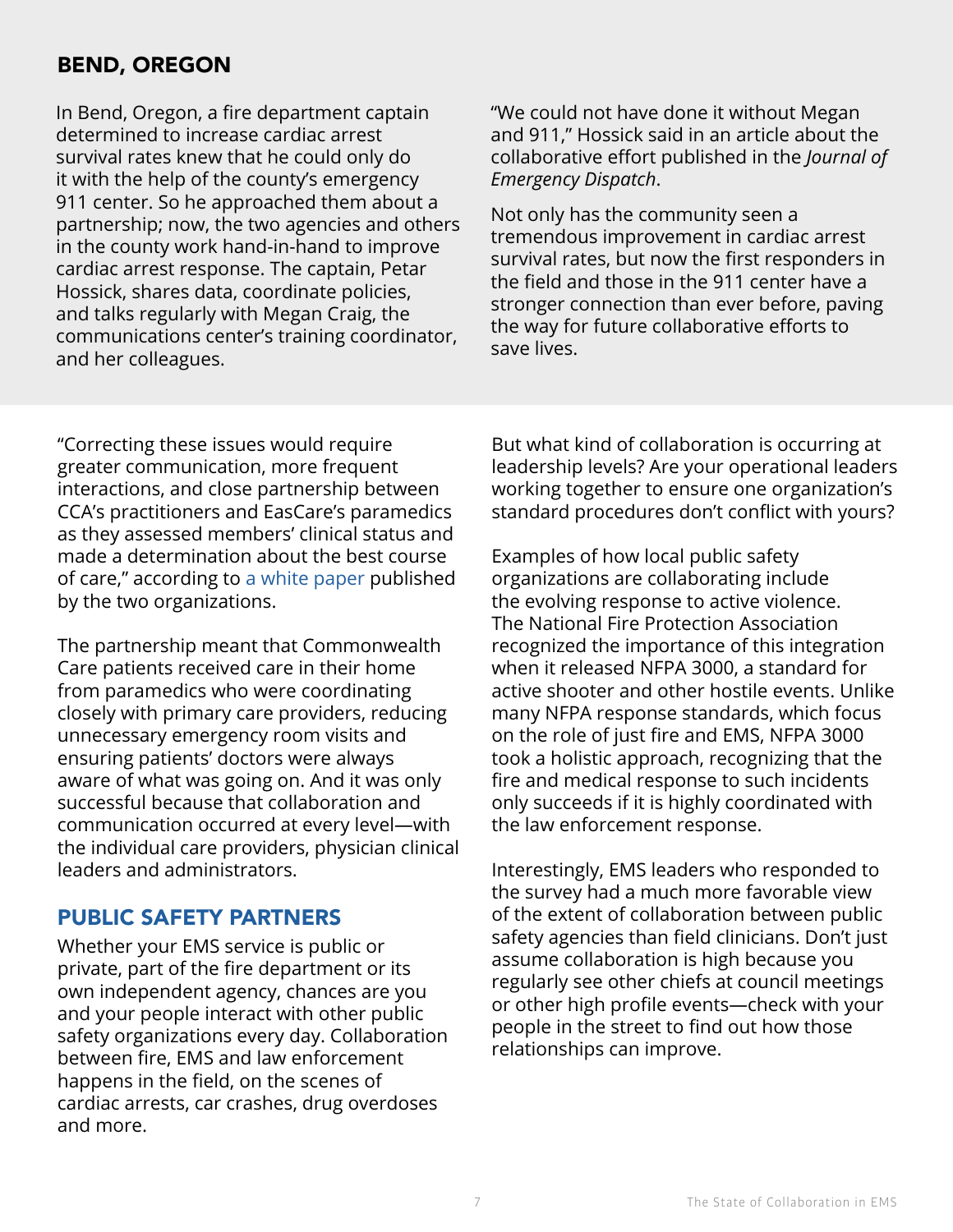## BEND, OREGON

In Bend, Oregon, a fire department captain determined to increase cardiac arrest survival rates knew that he could only do it with the help of the county's emergency 911 center. So he approached them about a partnership; now, the two agencies and others in the county work hand-in-hand to improve cardiac arrest response. The captain, Petar Hossick, shares data, coordinate policies, and talks regularly with Megan Craig, the communications center's training coordinator, and her colleagues.

"We could not have done it without Megan and 911," Hossick said in an article about the collaborative effort published in the *Journal of Emergency Dispatch*.

Not only has the community seen a tremendous improvement in cardiac arrest survival rates, but now the first responders in the field and those in the 911 center have a stronger connection than ever before, paving the way for future collaborative efforts to save lives.

"Correcting these issues would require greater communication, more frequent interactions, and close partnership between CCA's practitioners and EasCare's paramedics as they assessed members' clinical status and made a determination about the best course of care," according to a white paper published by the two organizations.

The partnership meant that Commonwealth Care patients received care in their home from paramedics who were coordinating closely with primary care providers, reducing unnecessary emergency room visits and ensuring patients' doctors were always aware of what was going on. And it was only successful because that collaboration and communication occurred at every level—with the individual care providers, physician clinical leaders and administrators.

## PUBLIC SAFETY PARTNERS

Whether your EMS service is public or private, part of the fire department or its own independent agency, chances are you and your people interact with other public safety organizations every day. Collaboration between fire, EMS and law enforcement happens in the field, on the scenes of cardiac arrests, car crashes, drug overdoses and more.

But what kind of collaboration is occurring at leadership levels? Are your operational leaders working together to ensure one organization's standard procedures don't conflict with yours?

Examples of how local public safety organizations are collaborating include the evolving response to active violence. The National Fire Protection Association recognized the importance of this integration when it released NFPA 3000, a standard for active shooter and other hostile events. Unlike many NFPA response standards, which focus on the role of just fire and EMS, NFPA 3000 took a holistic approach, recognizing that the fire and medical response to such incidents only succeeds if it is highly coordinated with the law enforcement response.

Interestingly, EMS leaders who responded to the survey had a much more favorable view of the extent of collaboration between public safety agencies than field clinicians. Don't just assume collaboration is high because you regularly see other chiefs at council meetings or other high profile events—check with your people in the street to find out how those relationships can improve.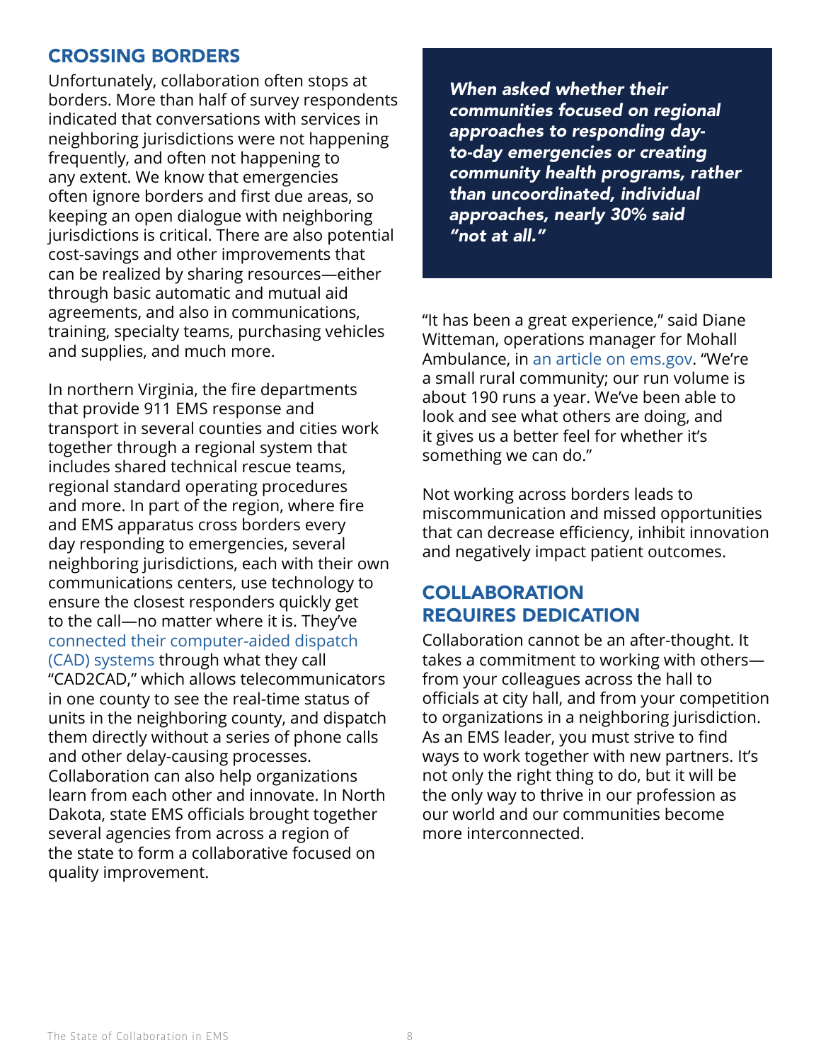## CROSSING BORDERS

Unfortunately, collaboration often stops at borders. More than half of survey respondents indicated that conversations with services in neighboring jurisdictions were not happening frequently, and often not happening to any extent. We know that emergencies often ignore borders and first due areas, so keeping an open dialogue with neighboring jurisdictions is critical. There are also potential cost-savings and other improvements that can be realized by sharing resources—either through basic automatic and mutual aid agreements, and also in communications, training, specialty teams, purchasing vehicles and supplies, and much more.

In northern Virginia, the fire departments that provide 911 EMS response and transport in several counties and cities work together through a regional system that includes shared technical rescue teams, regional standard operating procedures and more. In part of the region, where fire and EMS apparatus cross borders every day responding to emergencies, several neighboring jurisdictions, each with their own communications centers, use technology to ensure the closest responders quickly get to the call—no matter where it is. They've connected their computer-aided dispatch (CAD) systems through what they call "CAD2CAD," which allows telecommunicators in one county to see the real-time status of units in the neighboring county, and dispatch them directly without a series of phone calls and other delay-causing processes. Collaboration can also help organizations learn from each other and innovate. In North Dakota, state EMS officials brought together several agencies from across a region of the state to form a collaborative focused on quality improvement.

> ***When asked whether their communities focused on regional approaches to responding day-to-day emergencies or creating community health programs, rather than uncoordinated, individual approaches, nearly 30% said "not at all."***

"It has been a great experience," said Diane Witteman, operations manager for Mohall Ambulance, in an article on ems.gov. "We're a small rural community; our run volume is about 190 runs a year. We've been able to look and see what others are doing, and it gives us a better feel for whether it's something we can do."

Not working across borders leads to miscommunication and missed opportunities that can decrease efficiency, inhibit innovation and negatively impact patient outcomes.

## COLLABORATION REQUIRES DEDICATION

Collaboration cannot be an after-thought. It takes a commitment to working with others—from your colleagues across the hall to officials at city hall, and from your competition to organizations in a neighboring jurisdiction. As an EMS leader, you must strive to find ways to work together with new partners. It's not only the right thing to do, but it will be the only way to thrive in our profession as our world and our communities become more interconnected.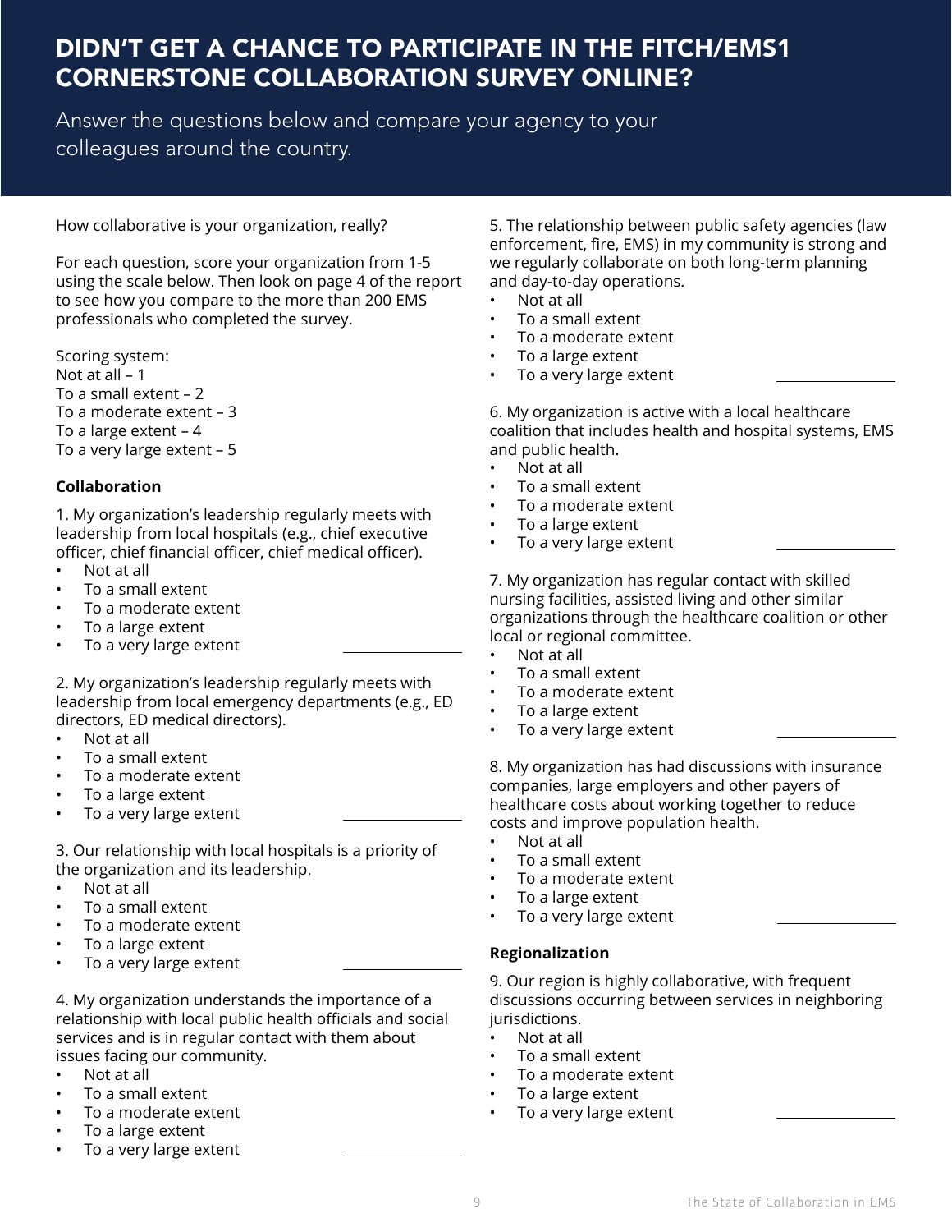# DIDN'T GET A CHANCE TO PARTICIPATE IN THE FITCH/EMS1 CORNERSTONE COLLABORATION SURVEY ONLINE?

Answer the questions below and compare your agency to your colleagues around the country.

How collaborative is your organization, really?

For each question, score your organization from 1-5 using the scale below. Then look on page 4 of the report to see how you compare to the more than 200 EMS professionals who completed the survey.

Scoring system:
Not at all – 1
To a small extent – 2
To a moderate extent – 3
To a large extent – 4
To a very large extent – 5

**Collaboration**

1. My organization's leadership regularly meets with leadership from local hospitals (e.g., chief executive officer, chief financial officer, chief medical officer).
   - Not at all
   - To a small extent
   - To a moderate extent
   - To a large extent
   - To a very large extent \_\_\_\_\_\_\_\_\_\_

2. My organization's leadership regularly meets with leadership from local emergency departments (e.g., ED directors, ED medical directors).
   - Not at all
   - To a small extent
   - To a moderate extent
   - To a large extent
   - To a very large extent \_\_\_\_\_\_\_\_\_\_

3. Our relationship with local hospitals is a priority of the organization and its leadership.
   - Not at all
   - To a small extent
   - To a moderate extent
   - To a large extent
   - To a very large extent \_\_\_\_\_\_\_\_\_\_

4. My organization understands the importance of a relationship with local public health officials and social services and is in regular contact with them about issues facing our community.
   - Not at all
   - To a small extent
   - To a moderate extent
   - To a large extent
   - To a very large extent \_\_\_\_\_\_\_\_\_\_

5. The relationship between public safety agencies (law enforcement, fire, EMS) in my community is strong and we regularly collaborate on both long-term planning and day-to-day operations.
   - Not at all
   - To a small extent
   - To a moderate extent
   - To a large extent
   - To a very large extent \_\_\_\_\_\_\_\_\_\_

6. My organization is active with a local healthcare coalition that includes health and hospital systems, EMS and public health.
   - Not at all
   - To a small extent
   - To a moderate extent
   - To a large extent
   - To a very large extent \_\_\_\_\_\_\_\_\_\_

7. My organization has regular contact with skilled nursing facilities, assisted living and other similar organizations through the healthcare coalition or other local or regional committee.
   - Not at all
   - To a small extent
   - To a moderate extent
   - To a large extent
   - To a very large extent \_\_\_\_\_\_\_\_\_\_

8. My organization has had discussions with insurance companies, large employers and other payers of healthcare costs about working together to reduce costs and improve population health.
   - Not at all
   - To a small extent
   - To a moderate extent
   - To a large extent
   - To a very large extent \_\_\_\_\_\_\_\_\_\_

**Regionalization**

9. Our region is highly collaborative, with frequent discussions occurring between services in neighboring jurisdictions.
   - Not at all
   - To a small extent
   - To a moderate extent
   - To a large extent
   - To a very large extent \_\_\_\_\_\_\_\_\_\_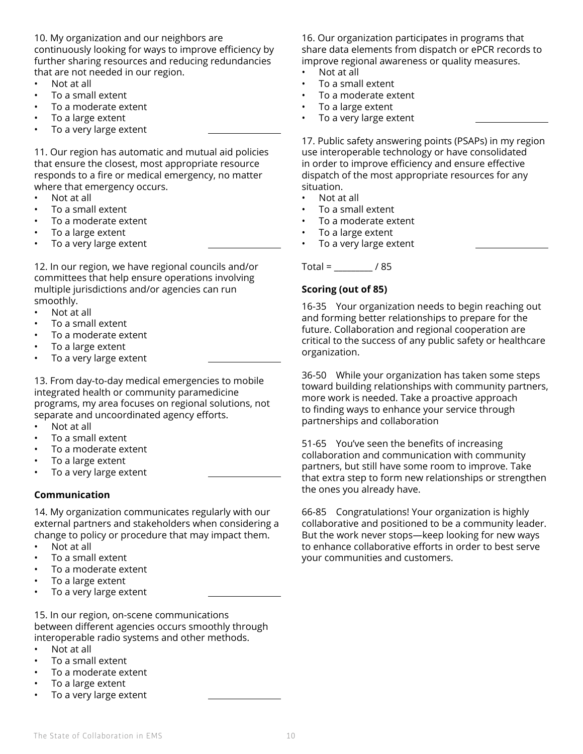10. My organization and our neighbors are continuously looking for ways to improve efficiency by further sharing resources and reducing redundancies that are not needed in our region.

- Not at all
- To a small extent
- To a moderate extent
- To a large extent
- To a very large extent ________

11. Our region has automatic and mutual aid policies that ensure the closest, most appropriate resource responds to a fire or medical emergency, no matter where that emergency occurs.

- Not at all
- To a small extent
- To a moderate extent
- To a large extent
- To a very large extent ________

12. In our region, we have regional councils and/or committees that help ensure operations involving multiple jurisdictions and/or agencies can run smoothly.

- Not at all
- To a small extent
- To a moderate extent
- To a large extent
- To a very large extent ________

13. From day-to-day medical emergencies to mobile integrated health or community paramedicine programs, my area focuses on regional solutions, not separate and uncoordinated agency efforts.

- Not at all
- To a small extent
- To a moderate extent
- To a large extent
- To a very large extent ________

**Communication**

14. My organization communicates regularly with our external partners and stakeholders when considering a change to policy or procedure that may impact them.

- Not at all
- To a small extent
- To a moderate extent
- To a large extent
- To a very large extent ________

15. In our region, on-scene communications between different agencies occurs smoothly through interoperable radio systems and other methods.

- Not at all
- To a small extent
- To a moderate extent
- To a large extent
- To a very large extent ________

16. Our organization participates in programs that share data elements from dispatch or ePCR records to improve regional awareness or quality measures.

- Not at all
- To a small extent
- To a moderate extent
- To a large extent
- To a very large extent ________

17. Public safety answering points (PSAPs) in my region use interoperable technology or have consolidated in order to improve efficiency and ensure effective dispatch of the most appropriate resources for any situation.

- Not at all
- To a small extent
- To a moderate extent
- To a large extent
- To a very large extent ________

Total = ________ / 85

**Scoring (out of 85)**

16-35 Your organization needs to begin reaching out and forming better relationships to prepare for the future. Collaboration and regional cooperation are critical to the success of any public safety or healthcare organization.

36-50 While your organization has taken some steps toward building relationships with community partners, more work is needed. Take a proactive approach to finding ways to enhance your service through partnerships and collaboration

51-65 You've seen the benefits of increasing collaboration and communication with community partners, but still have some room to improve. Take that extra step to form new relationships or strengthen the ones you already have.

66-85 Congratulations! Your organization is highly collaborative and positioned to be a community leader. But the work never stops—keep looking for new ways to enhance collaborative efforts in order to best serve your communities and customers.